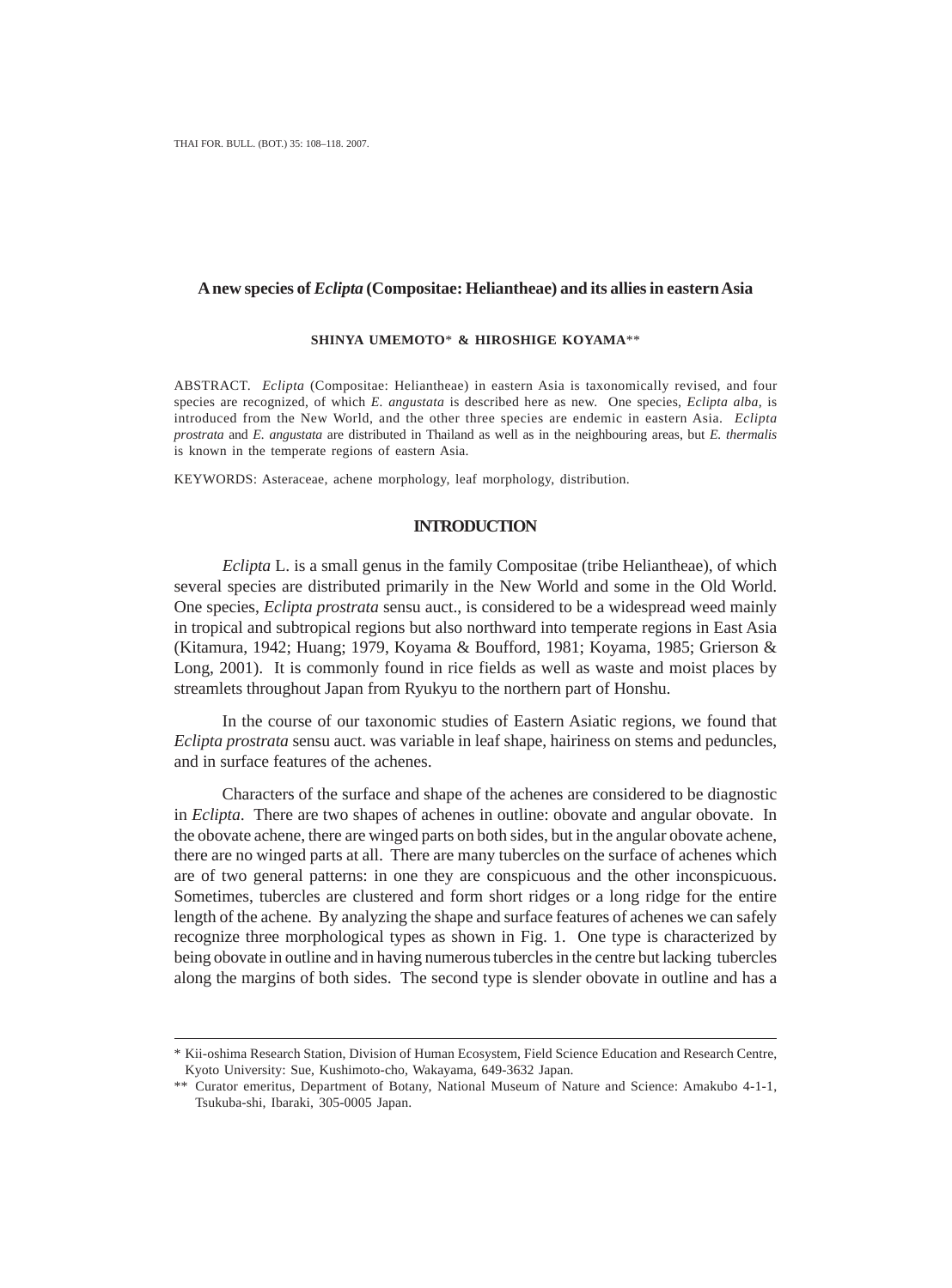# A new species of *Eclipta* (Compositae: Heliantheae) and its allies in eastern Asia

**SHINYA UMEMOTO* & HIROSHIGE KOYAMA****

ABSTRACT. *Eclipta* (Compositae: Heliantheae) in eastern Asia is taxonomically revised, and four species are recognized, of which *E. angustata* is described here as new. One species, *Eclipta alba*, is introduced from the New World, and the other three species are endemic in eastern Asia. *Eclipta prostrata* and *E. angustata* are distributed in Thailand as well as in the neighbouring areas, but *E. thermalis* is known in the temperate regions of eastern Asia.

KEYWORDS: Asteraceae, achene morphology, leaf morphology, distribution.

## INTRODUCTION

*Eclipta* L. is a small genus in the family Compositae (tribe Heliantheae), of which several species are distributed primarily in the New World and some in the Old World. One species, *Eclipta prostrata* sensu auct., is considered to be a widespread weed mainly in tropical and subtropical regions but also northward into temperate regions in East Asia (Kitamura, 1942; Huang; 1979, Koyama & Boufford, 1981; Koyama, 1985; Grierson & Long, 2001). It is commonly found in rice fields as well as waste and moist places by streamlets throughout Japan from Ryukyu to the northern part of Honshu.

In the course of our taxonomic studies of Eastern Asiatic regions, we found that *Eclipta prostrata* sensu auct. was variable in leaf shape, hairiness on stems and peduncles, and in surface features of the achenes.

Characters of the surface and shape of the achenes are considered to be diagnostic in *Eclipta*. There are two shapes of achenes in outline: obovate and angular obovate. In the obovate achene, there are winged parts on both sides, but in the angular obovate achene, there are no winged parts at all. There are many tubercles on the surface of achenes which are of two general patterns: in one they are conspicuous and the other inconspicuous. Sometimes, tubercles are clustered and form short ridges or a long ridge for the entire length of the achene. By analyzing the shape and surface features of achenes we can safely recognize three morphological types as shown in Fig. 1. One type is characterized by being obovate in outline and in having numerous tubercles in the centre but lacking tubercles along the margins of both sides. The second type is slender obovate in outline and has a

---

\* Kii-oshima Research Station, Division of Human Ecosystem, Field Science Education and Research Centre, Kyoto University: Sue, Kushimoto-cho, Wakayama, 649-3632 Japan.

\*\* Curator emeritus, Department of Botany, National Museum of Nature and Science: Amakubo 4-1-1, Tsukuba-shi, Ibaraki, 305-0005 Japan.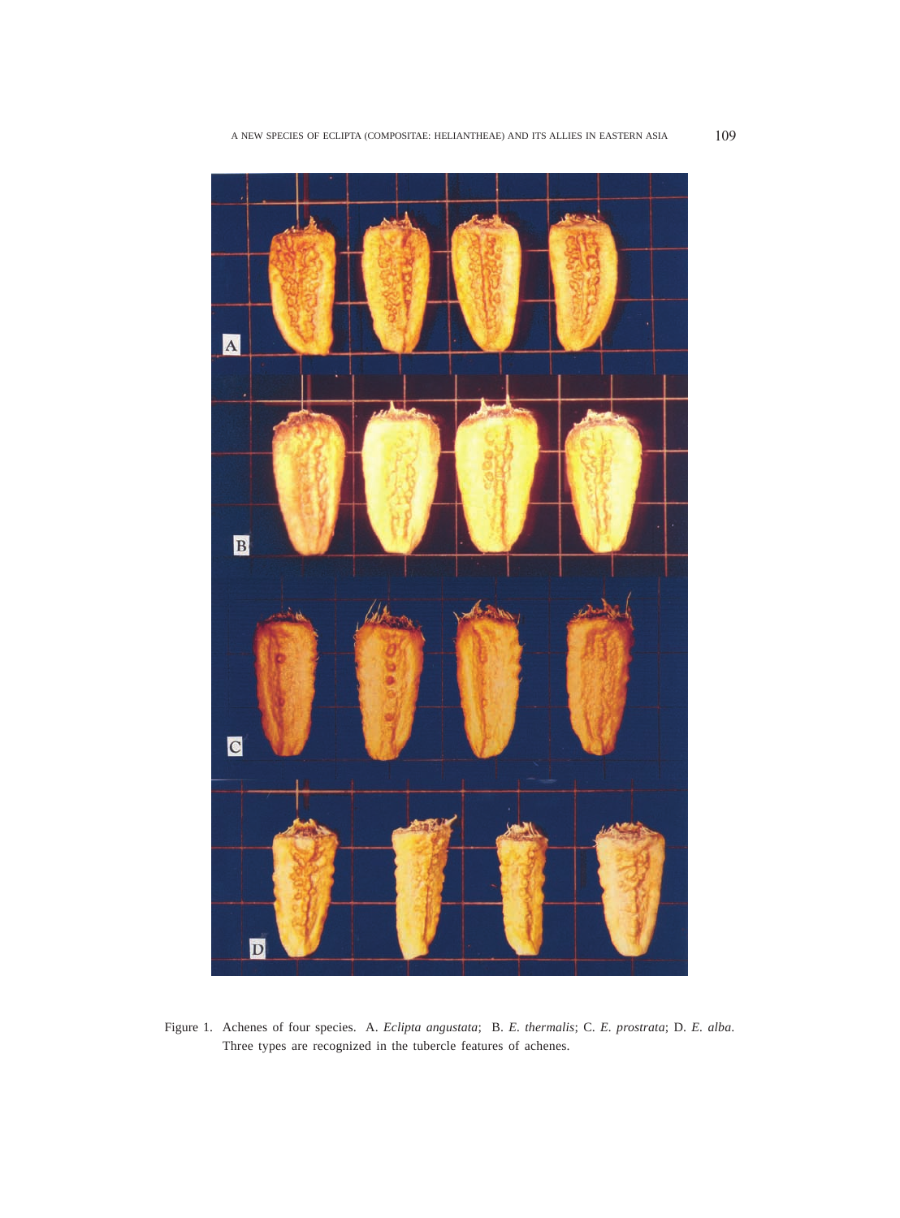Figure 1. Achenes of four species. A. *Eclipta angustata*; B. *E. thermalis*; C. *E. prostrata*; D. *E. alba*. Three types are recognized in the tubercle features of achenes.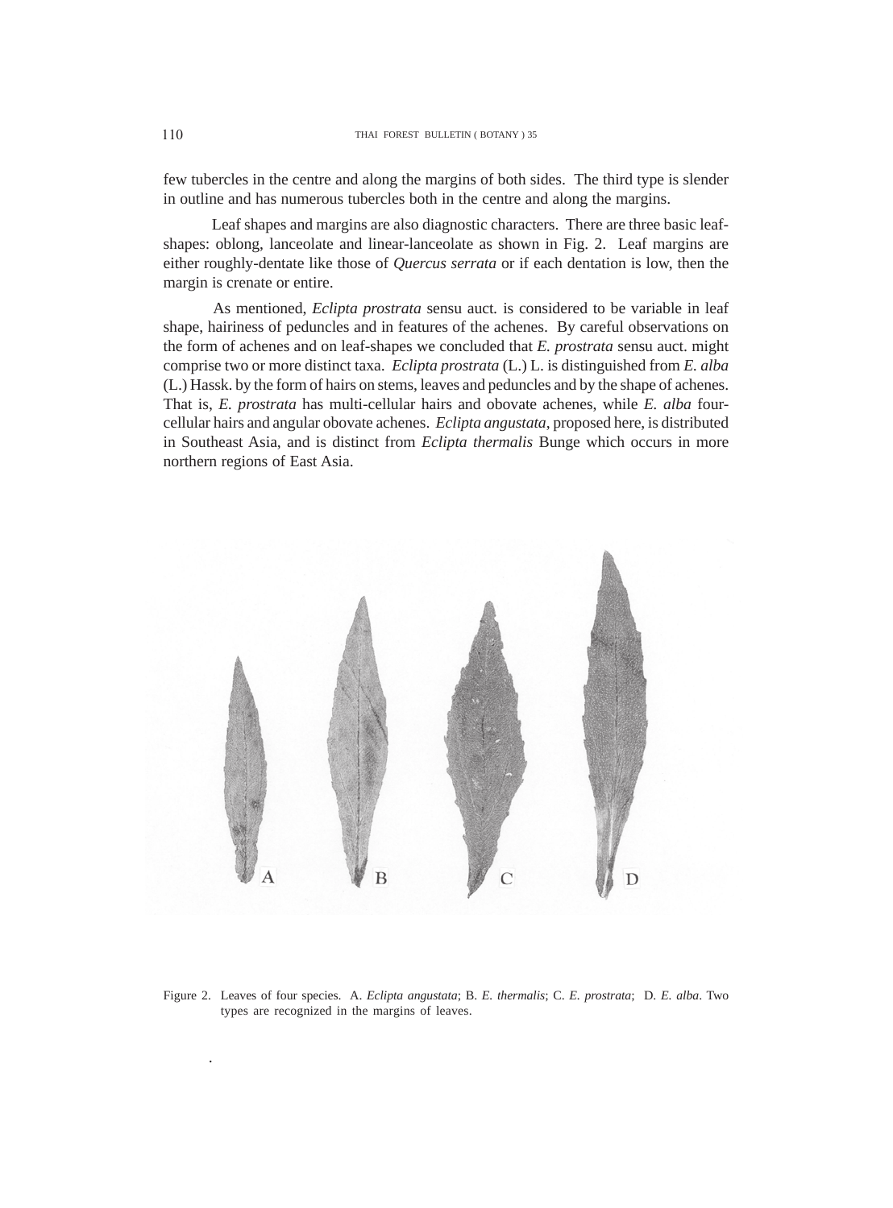few tubercles in the centre and along the margins of both sides. The third type is slender in outline and has numerous tubercles both in the centre and along the margins.

Leaf shapes and margins are also diagnostic characters. There are three basic leaf-shapes: oblong, lanceolate and linear-lanceolate as shown in Fig. 2. Leaf margins are either roughly-dentate like those of *Quercus serrata* or if each dentation is low, then the margin is crenate or entire.

As mentioned, *Eclipta prostrata* sensu auct. is considered to be variable in leaf shape, hairiness of peduncles and in features of the achenes. By careful observations on the form of achenes and on leaf-shapes we concluded that *E. prostrata* sensu auct. might comprise two or more distinct taxa. *Eclipta prostrata* (L.) L. is distinguished from *E. alba* (L.) Hassk. by the form of hairs on stems, leaves and peduncles and by the shape of achenes. That is, *E. prostrata* has multi-cellular hairs and obovate achenes, while *E. alba* four-cellular hairs and angular obovate achenes. *Eclipta angustata*, proposed here, is distributed in Southeast Asia, and is distinct from *Eclipta thermalis* Bunge which occurs in more northern regions of East Asia.

Figure 2. Leaves of four species. A. *Eclipta angustata*; B. *E. thermalis*; C. *E. prostrata*; D. *E. alba*. Two types are recognized in the margins of leaves.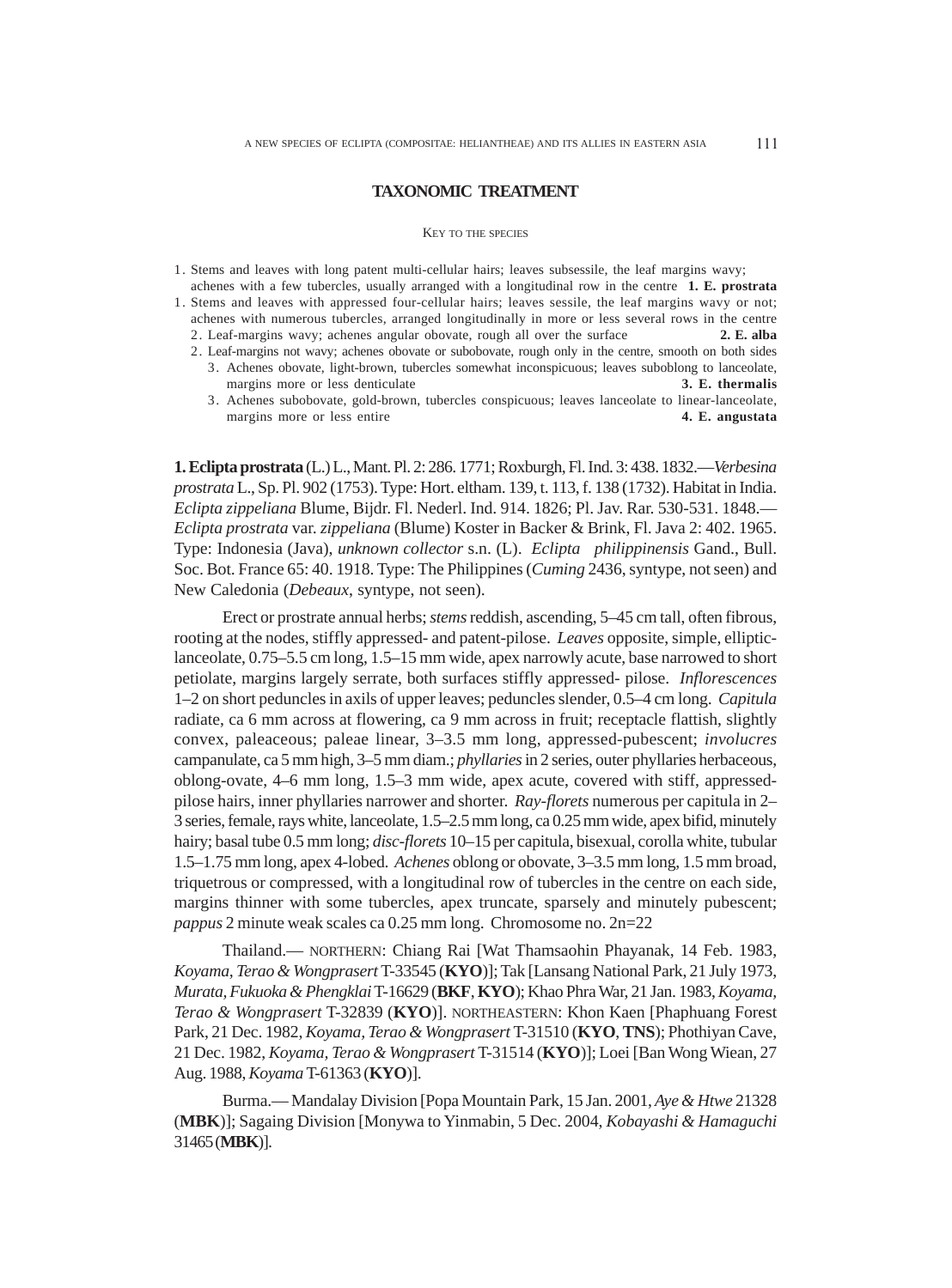## TAXONOMIC TREATMENT

### Key to the species

1. Stems and leaves with long patent multi-cellular hairs; leaves subsessile, the leaf margins wavy; achenes with a few tubercles, usually arranged with a longitudinal row in the centre **1. E. prostrata**
1. Stems and leaves with appressed four-cellular hairs; leaves sessile, the leaf margins wavy or not; achenes with numerous tubercles, arranged longitudinally in more or less several rows in the centre
   2. Leaf-margins wavy; achenes angular obovate, rough all over the surface **2. E. alba**
   2. Leaf-margins not wavy; achenes obovate or subobovate, rough only in the centre, smooth on both sides
      3. Achenes obovate, light-brown, tubercles somewhat inconspicuous; leaves suboblong to lanceolate, margins more or less denticulate **3. E. thermalis**
      3. Achenes subobovate, gold-brown, tubercles conspicuous; leaves lanceolate to linear-lanceolate, margins more or less entire **4. E. angustata**

**1. Eclipta prostrata** (L.) L., Mant. Pl. 2: 286. 1771; Roxburgh, Fl. Ind. 3: 438. 1832.—*Verbesina prostrata* L., Sp. Pl. 902 (1753). Type: Hort. eltham. 139, t. 113, f. 138 (1732). Habitat in India. *Eclipta zippeliana* Blume, Bijdr. Fl. Nederl. Ind. 914. 1826; Pl. Jav. Rar. 530-531. 1848.—*Eclipta prostrata* var. *zippeliana* (Blume) Koster in Backer & Brink, Fl. Java 2: 402. 1965. Type: Indonesia (Java), *unknown collector* s.n. (L). *Eclipta philippinensis* Gand., Bull. Soc. Bot. France 65: 40. 1918. Type: The Philippines (*Cuming* 2436, syntype, not seen) and New Caledonia (*Debeaux*, syntype, not seen).

Erect or prostrate annual herbs; *stems* reddish, ascending, 5–45 cm tall, often fibrous, rooting at the nodes, stiffly appressed- and patent-pilose. *Leaves* opposite, simple, elliptic-lanceolate, 0.75–5.5 cm long, 1.5–15 mm wide, apex narrowly acute, base narrowed to short petiolate, margins largely serrate, both surfaces stiffly appressed- pilose. *Inflorescences* 1–2 on short peduncles in axils of upper leaves; peduncles slender, 0.5–4 cm long. *Capitula* radiate, ca 6 mm across at flowering, ca 9 mm across in fruit; receptacle flattish, slightly convex, paleaceous; paleae linear, 3–3.5 mm long, appressed-pubescent; *involucres* campanulate, ca 5 mm high, 3–5 mm diam.; *phyllaries* in 2 series, outer phyllaries herbaceous, oblong-ovate, 4–6 mm long, 1.5–3 mm wide, apex acute, covered with stiff, appressed-pilose hairs, inner phyllaries narrower and shorter. *Ray-florets* numerous per capitula in 2–3 series, female, rays white, lanceolate, 1.5–2.5 mm long, ca 0.25 mm wide, apex bifid, minutely hairy; basal tube 0.5 mm long; *disc-florets* 10–15 per capitula, bisexual, corolla white, tubular 1.5–1.75 mm long, apex 4-lobed. *Achenes* oblong or obovate, 3–3.5 mm long, 1.5 mm broad, triquetrous or compressed, with a longitudinal row of tubercles in the centre on each side, margins thinner with some tubercles, apex truncate, sparsely and minutely pubescent; *pappus* 2 minute weak scales ca 0.25 mm long. Chromosome no. 2n=22

Thailand.— NORTHERN: Chiang Rai [Wat Thamsaohin Phayanak, 14 Feb. 1983, *Koyama, Terao & Wongprasert* T-33545 (**KYO**)]; Tak [Lansang National Park, 21 July 1973, *Murata, Fukuoka & Phengklai* T-16629 (**BKF**, **KYO**); Khao Phra War, 21 Jan. 1983, *Koyama, Terao & Wongprasert* T-32839 (**KYO**)]. NORTHEASTERN: Khon Kaen [Phaphuang Forest Park, 21 Dec. 1982, *Koyama, Terao & Wongprasert* T-31510 (**KYO**, **TNS**); Phothiyan Cave, 21 Dec. 1982, *Koyama, Terao & Wongprasert* T-31514 (**KYO**)]; Loei [Ban Wong Wiean, 27 Aug. 1988, *Koyama* T-61363 (**KYO**)].

Burma.— Mandalay Division [Popa Mountain Park, 15 Jan. 2001, *Aye & Htwe* 21328 (**MBK**)]; Sagaing Division [Monywa to Yinmabin, 5 Dec. 2004, *Kobayashi & Hamaguchi* 31465 (**MBK**)].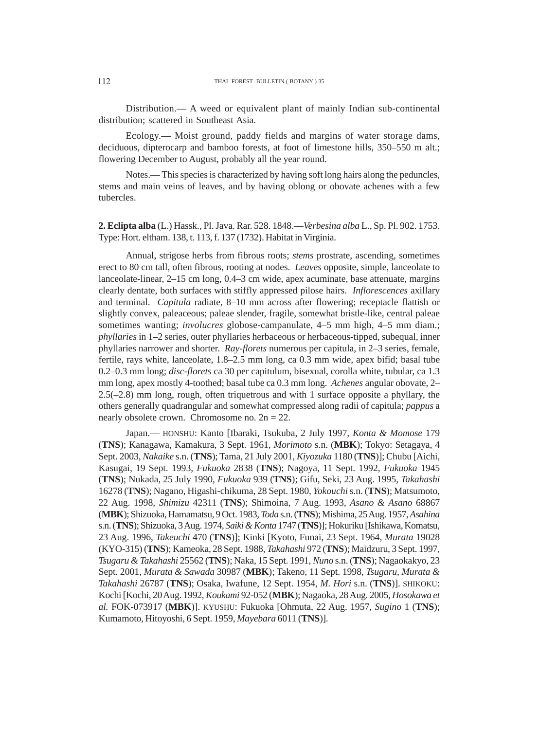Distribution.— A weed or equivalent plant of mainly Indian sub-continental distribution; scattered in Southeast Asia.

Ecology.— Moist ground, paddy fields and margins of water storage dams, deciduous, dipterocarp and bamboo forests, at foot of limestone hills, 350–550 m alt.; flowering December to August, probably all the year round.

Notes.— This species is characterized by having soft long hairs along the peduncles, stems and main veins of leaves, and by having oblong or obovate achenes with a few tubercles.

**2. Eclipta alba** (L.) Hassk., Pl. Java. Rar. 528. 1848.—*Verbesina alba* L., Sp. Pl. 902. 1753. Type: Hort. eltham. 138, t. 113, f. 137 (1732). Habitat in Virginia.

Annual, strigose herbs from fibrous roots; *stems* prostrate, ascending, sometimes erect to 80 cm tall, often fibrous, rooting at nodes. *Leaves* opposite, simple, lanceolate to lanceolate-linear, 2–15 cm long, 0.4–3 cm wide, apex acuminate, base attenuate, margins clearly dentate, both surfaces with stiffly appressed pilose hairs. *Inflorescences* axillary and terminal. *Capitula* radiate, 8–10 mm across after flowering; receptacle flattish or slightly convex, paleaceous; paleae slender, fragile, somewhat bristle-like, central paleae sometimes wanting; *involucres* globose-campanulate, 4–5 mm high, 4–5 mm diam.; *phyllaries* in 1–2 series, outer phyllaries herbaceous or herbaceous-tipped, subequal, inner phyllaries narrower and shorter. *Ray-florets* numerous per capitula, in 2–3 series, female, fertile, rays white, lanceolate, 1.8–2.5 mm long, ca 0.3 mm wide, apex bifid; basal tube 0.2–0.3 mm long; *disc-florets* ca 30 per capitulum, bisexual, corolla white, tubular, ca 1.3 mm long, apex mostly 4-toothed; basal tube ca 0.3 mm long. *Achenes* angular obovate, 2–2.5(–2.8) mm long, rough, often triquetrous and with 1 surface opposite a phyllary, the others generally quadrangular and somewhat compressed along radii of capitula; *pappus* a nearly obsolete crown. Chromosome no. 2n = 22.

Japan.— HONSHU: Kanto [Ibaraki, Tsukuba, 2 July 1997, *Konta & Momose* 179 (**TNS**); Kanagawa, Kamakura, 3 Sept. 1961, *Morimoto* s.n. (**MBK**); Tokyo: Setagaya, 4 Sept. 2003, *Nakaike* s.n. (**TNS**); Tama, 21 July 2001, *Kiyozuka* 1180 (**TNS**)]; Chubu [Aichi, Kasugai, 19 Sept. 1993, *Fukuoka* 2838 (**TNS**); Nagoya, 11 Sept. 1992, *Fukuoka* 1945 (**TNS**); Nukada, 25 July 1990, *Fukuoka* 939 (**TNS**); Gifu, Seki, 23 Aug. 1995, *Takahashi* 16278 (**TNS**); Nagano, Higashi-chikuma, 28 Sept. 1980, *Yokouchi* s.n. (**TNS**); Matsumoto, 22 Aug. 1998, *Shimizu* 42311 (**TNS**); Shimoina, 7 Aug. 1993, *Asano & Asano* 68867 (**MBK**); Shizuoka, Hamamatsu, 9 Oct. 1983, *Toda* s.n. (**TNS**); Mishima, 25 Aug. 1957, *Asahina* s.n. (**TNS**); Shizuoka, 3 Aug. 1974, *Saiki & Konta* 1747 (**TNS**)]; Hokuriku [Ishikawa, Komatsu, 23 Aug. 1996, *Takeuchi* 470 (**TNS**)]; Kinki [Kyoto, Funai, 23 Sept. 1964, *Murata* 19028 (KYO-315) (**TNS**); Kameoka, 28 Sept. 1988, *Takahashi* 972 (**TNS**); Maidzuru, 3 Sept. 1997, *Tsugaru & Takahashi* 25562 (**TNS**); Naka, 15 Sept. 1991, *Nuno* s.n. (**TNS**); Nagaokakyo, 23 Sept. 2001, *Murata & Sawada* 30987 (**MBK**); Takeno, 11 Sept. 1998, *Tsugaru, Murata & Takahashi* 26787 (**TNS**); Osaka, Iwafune, 12 Sept. 1954, *M. Hori* s.n. (**TNS**)]. SHIKOKU: Kochi [Kochi, 20 Aug. 1992, *Koukami* 92-052 (**MBK**); Nagaoka, 28 Aug. 2005, *Hosokawa et al.* FOK-073917 (**MBK**)]. KYUSHU: Fukuoka [Ohmuta, 22 Aug. 1957, *Sugino* 1 (**TNS**); Kumamoto, Hitoyoshi, 6 Sept. 1959, *Mayebara* 6011 (**TNS**)].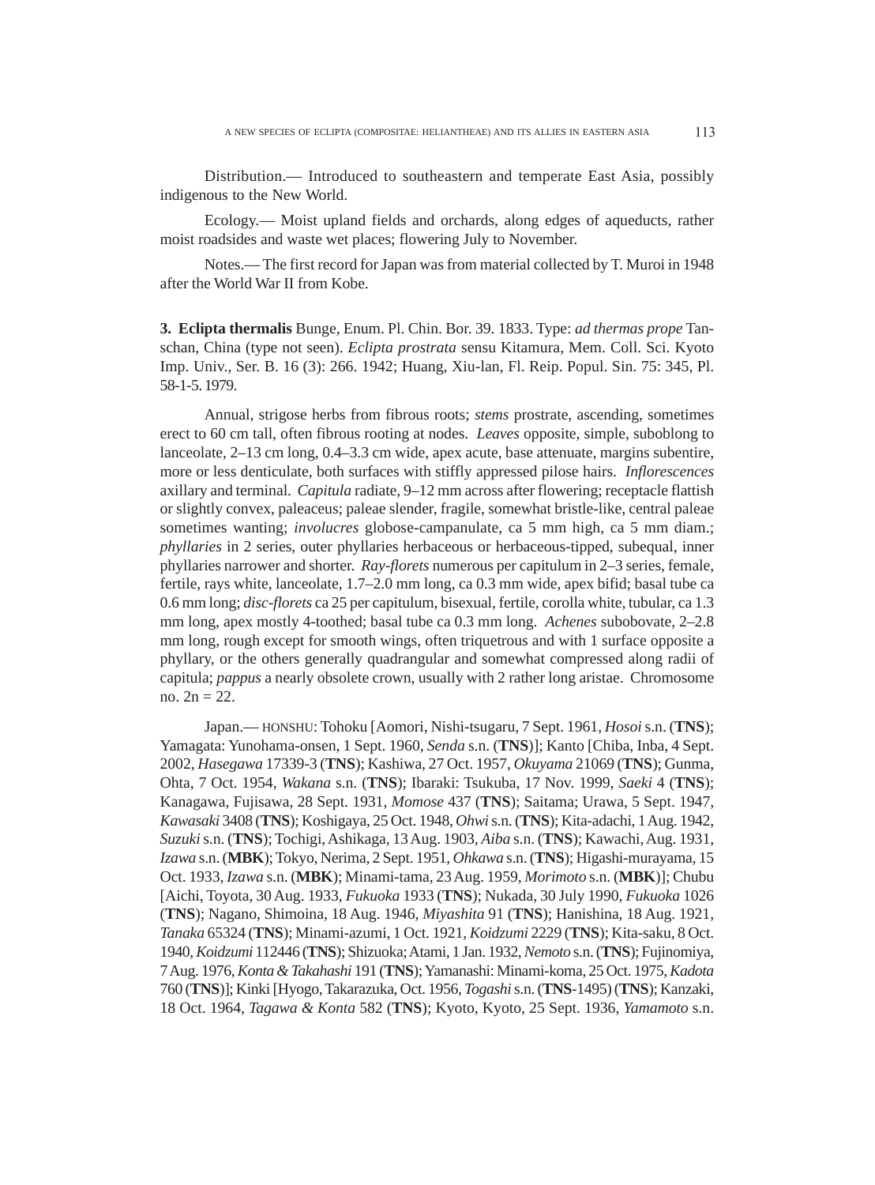Distribution.— Introduced to southeastern and temperate East Asia, possibly indigenous to the New World.

Ecology.— Moist upland fields and orchards, along edges of aqueducts, rather moist roadsides and waste wet places; flowering July to November.

Notes.— The first record for Japan was from material collected by T. Muroi in 1948 after the World War II from Kobe.

**3. Eclipta thermalis** Bunge, Enum. Pl. Chin. Bor. 39. 1833. Type: *ad thermas prope* Tan-schan, China (type not seen). *Eclipta prostrata* sensu Kitamura, Mem. Coll. Sci. Kyoto Imp. Univ., Ser. B. 16 (3): 266. 1942; Huang, Xiu-lan, Fl. Reip. Popul. Sin. 75: 345, Pl. 58-1-5. 1979.

Annual, strigose herbs from fibrous roots; *stems* prostrate, ascending, sometimes erect to 60 cm tall, often fibrous rooting at nodes. *Leaves* opposite, simple, suboblong to lanceolate, 2–13 cm long, 0.4–3.3 cm wide, apex acute, base attenuate, margins subentire, more or less denticulate, both surfaces with stiffly appressed pilose hairs. *Inflorescences* axillary and terminal. *Capitula* radiate, 9–12 mm across after flowering; receptacle flattish or slightly convex, paleaceus; paleae slender, fragile, somewhat bristle-like, central paleae sometimes wanting; *involucres* globose-campanulate, ca 5 mm high, ca 5 mm diam.; *phyllaries* in 2 series, outer phyllaries herbaceous or herbaceous-tipped, subequal, inner phyllaries narrower and shorter. *Ray-florets* numerous per capitulum in 2–3 series, female, fertile, rays white, lanceolate, 1.7–2.0 mm long, ca 0.3 mm wide, apex bifid; basal tube ca 0.6 mm long; *disc-florets* ca 25 per capitulum, bisexual, fertile, corolla white, tubular, ca 1.3 mm long, apex mostly 4-toothed; basal tube ca 0.3 mm long. *Achenes* subobovate, 2–2.8 mm long, rough except for smooth wings, often triquetrous and with 1 surface opposite a phyllary, or the others generally quadrangular and somewhat compressed along radii of capitula; *pappus* a nearly obsolete crown, usually with 2 rather long aristae. Chromosome no. $2n = 22$.

Japan.— HONSHU: Tohoku [Aomori, Nishi-tsugaru, 7 Sept. 1961, *Hosoi* s.n. (**TNS**); Yamagata: Yunohama-onsen, 1 Sept. 1960, *Senda* s.n. (**TNS**)]; Kanto [Chiba, Inba, 4 Sept. 2002, *Hasegawa* 17339-3 (**TNS**); Kashiwa, 27 Oct. 1957, *Okuyama* 21069 (**TNS**); Gunma, Ohta, 7 Oct. 1954, *Wakana* s.n. (**TNS**); Ibaraki: Tsukuba, 17 Nov. 1999, *Saeki* 4 (**TNS**); Kanagawa, Fujisawa, 28 Sept. 1931, *Momose* 437 (**TNS**); Saitama; Urawa, 5 Sept. 1947, *Kawasaki* 3408 (**TNS**); Koshigaya, 25 Oct. 1948, *Ohwi* s.n. (**TNS**); Kita-adachi, 1 Aug. 1942, *Suzuki* s.n. (**TNS**); Tochigi, Ashikaga, 13 Aug. 1903, *Aiba* s.n. (**TNS**); Kawachi, Aug. 1931, *Izawa* s.n. (**MBK**); Tokyo, Nerima, 2 Sept. 1951, *Ohkawa* s.n. (**TNS**); Higashi-murayama, 15 Oct. 1933, *Izawa* s.n. (**MBK**); Minami-tama, 23 Aug. 1959, *Morimoto* s.n. (**MBK**)]; Chubu [Aichi, Toyota, 30 Aug. 1933, *Fukuoka* 1933 (**TNS**); Nukada, 30 July 1990, *Fukuoka* 1026 (**TNS**); Nagano, Shimoina, 18 Aug. 1946, *Miyashita* 91 (**TNS**); Hanishina, 18 Aug. 1921, *Tanaka* 65324 (**TNS**); Minami-azumi, 1 Oct. 1921, *Koidzumi* 2229 (**TNS**); Kita-saku, 8 Oct. 1940, *Koidzumi* 112446 (**TNS**); Shizuoka; Atami, 1 Jan. 1932, *Nemoto* s.n. (**TNS**); Fujinomiya, 7 Aug. 1976, *Konta & Takahashi* 191 (**TNS**); Yamanashi: Minami-koma, 25 Oct. 1975, *Kadota* 760 (**TNS**)]; Kinki [Hyogo, Takarazuka, Oct. 1956, *Togashi* s.n. (**TNS**-1495) (**TNS**); Kanzaki, 18 Oct. 1964, *Tagawa & Konta* 582 (**TNS**); Kyoto, Kyoto, 25 Sept. 1936, *Yamamoto* s.n.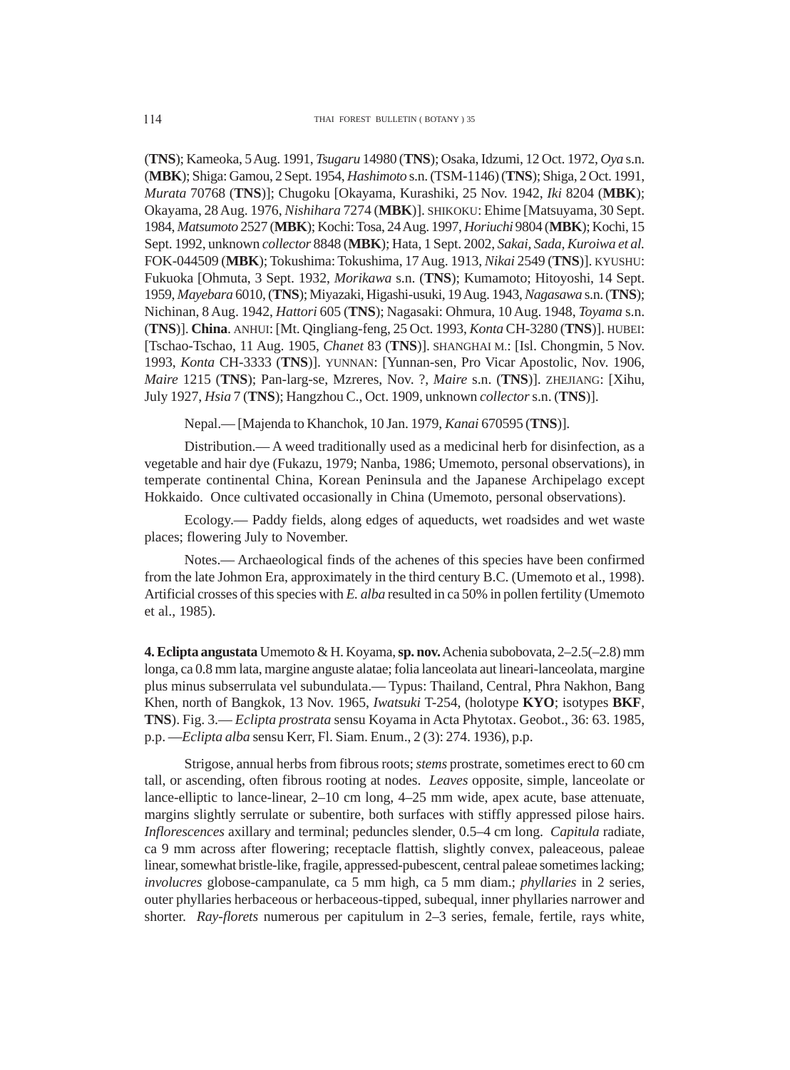(**TNS**); Kameoka, 5 Aug. 1991, *Tsugaru* 14980 (**TNS**); Osaka, Idzumi, 12 Oct. 1972, *Oya* s.n. (**MBK**); Shiga: Gamou, 2 Sept. 1954, *Hashimoto* s.n. (TSM-1146) (**TNS**); Shiga, 2 Oct. 1991, *Murata* 70768 (**TNS**)]; Chugoku [Okayama, Kurashiki, 25 Nov. 1942, *Iki* 8204 (**MBK**); Okayama, 28 Aug. 1976, *Nishihara* 7274 (**MBK**)]. SHIKOKU: Ehime [Matsuyama, 30 Sept. 1984, *Matsumoto* 2527 (**MBK**); Kochi: Tosa, 24 Aug. 1997, *Horiuchi* 9804 (**MBK**); Kochi, 15 Sept. 1992, unknown *collector* 8848 (**MBK**); Hata, 1 Sept. 2002, *Sakai, Sada, Kuroiwa et al.* FOK-044509 (**MBK**); Tokushima: Tokushima, 17 Aug. 1913, *Nikai* 2549 (**TNS**)]. KYUSHU: Fukuoka [Ohmuta, 3 Sept. 1932, *Morikawa* s.n. (**TNS**); Kumamoto; Hitoyoshi, 14 Sept. 1959, *Mayebara* 6010, (**TNS**); Miyazaki, Higashi-usuki, 19 Aug. 1943, *Nagasawa* s.n. (**TNS**); Nichinan, 8 Aug. 1942, *Hattori* 605 (**TNS**); Nagasaki: Ohmura, 10 Aug. 1948, *Toyama* s.n. (**TNS**)]. **China**. ANHUI: [Mt. Qingliang-feng, 25 Oct. 1993, *Konta* CH-3280 (**TNS**)]. HUBEI: [Tschao-Tschao, 11 Aug. 1905, *Chanet* 83 (**TNS**)]. SHANGHAI M.: [Isl. Chongmin, 5 Nov. 1993, *Konta* CH-3333 (**TNS**)]. YUNNAN: [Yunnan-sen, Pro Vicar Apostolic, Nov. 1906, *Maire* 1215 (**TNS**); Pan-larg-se, Mzreres, Nov. ?, *Maire* s.n. (**TNS**)]. ZHEJIANG: [Xihu, July 1927, *Hsia* 7 (**TNS**); Hangzhou C., Oct. 1909, unknown *collector* s.n. (**TNS**)].

Nepal.— [Majenda to Khanchok, 10 Jan. 1979, *Kanai* 670595 (**TNS**)].

Distribution.— A weed traditionally used as a medicinal herb for disinfection, as a vegetable and hair dye (Fukazu, 1979; Nanba, 1986; Umemoto, personal observations), in temperate continental China, Korean Peninsula and the Japanese Archipelago except Hokkaido. Once cultivated occasionally in China (Umemoto, personal observations).

Ecology.— Paddy fields, along edges of aqueducts, wet roadsides and wet waste places; flowering July to November.

Notes.— Archaeological finds of the achenes of this species have been confirmed from the late Johmon Era, approximately in the third century B.C. (Umemoto et al., 1998). Artificial crosses of this species with *E. alba* resulted in ca 50% in pollen fertility (Umemoto et al., 1985).

**4. Eclipta angustata** Umemoto & H. Koyama, **sp. nov.** Achenia subobovata, 2–2.5(–2.8) mm longa, ca 0.8 mm lata, margine anguste alatae; folia lanceolata aut lineari-lanceolata, margine plus minus subserrulata vel subundulata.— Typus: Thailand, Central, Phra Nakhon, Bang Khen, north of Bangkok, 13 Nov. 1965, *Iwatsuki* T-254, (holotype **KYO**; isotypes **BKF**, **TNS**). Fig. 3.— *Eclipta prostrata* sensu Koyama in Acta Phytotax. Geobot., 36: 63. 1985, p.p. —*Eclipta alba* sensu Kerr, Fl. Siam. Enum., 2 (3): 274. 1936), p.p.

Strigose, annual herbs from fibrous roots; *stems* prostrate, sometimes erect to 60 cm tall, or ascending, often fibrous rooting at nodes. *Leaves* opposite, simple, lanceolate or lance-elliptic to lance-linear, 2–10 cm long, 4–25 mm wide, apex acute, base attenuate, margins slightly serrulate or subentire, both surfaces with stiffly appressed pilose hairs. *Inflorescences* axillary and terminal; peduncles slender, 0.5–4 cm long. *Capitula* radiate, ca 9 mm across after flowering; receptacle flattish, slightly convex, paleaceous, paleae linear, somewhat bristle-like, fragile, appressed-pubescent, central paleae sometimes lacking; *involucres* globose-campanulate, ca 5 mm high, ca 5 mm diam.; *phyllaries* in 2 series, outer phyllaries herbaceous or herbaceous-tipped, subequal, inner phyllaries narrower and shorter. *Ray-florets* numerous per capitulum in 2–3 series, female, fertile, rays white,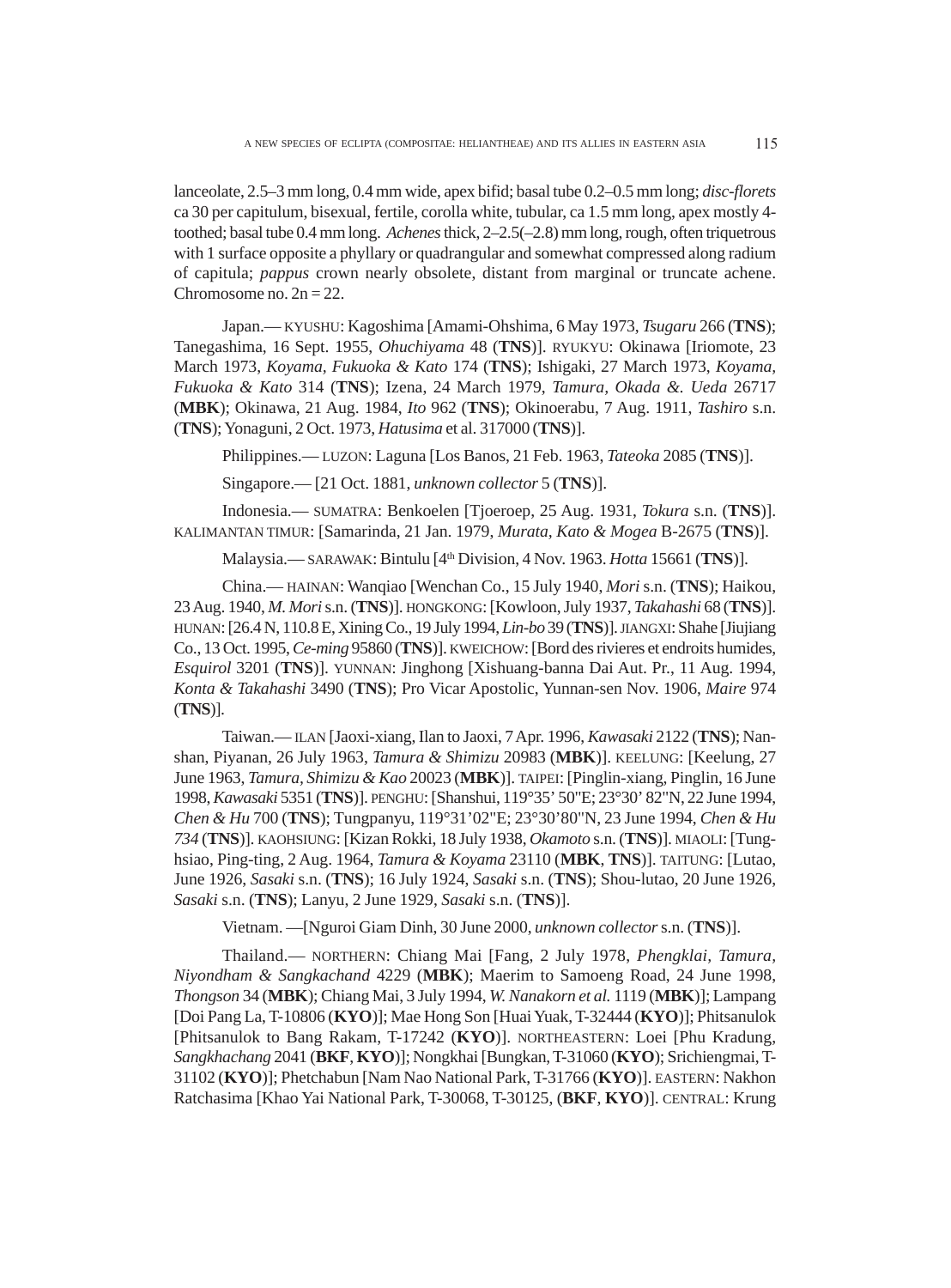lanceolate, 2.5–3 mm long, 0.4 mm wide, apex bifid; basal tube 0.2–0.5 mm long; *disc-florets* ca 30 per capitulum, bisexual, fertile, corolla white, tubular, ca 1.5 mm long, apex mostly 4-toothed; basal tube 0.4 mm long. *Achenes* thick, 2–2.5(–2.8) mm long, rough, often triquetrous with 1 surface opposite a phyllary or quadrangular and somewhat compressed along radium of capitula; *pappus* crown nearly obsolete, distant from marginal or truncate achene. Chromosome no. 2n = 22.

Japan.— KYUSHU: Kagoshima [Amami-Ohshima, 6 May 1973, *Tsugaru* 266 (**TNS**); Tanegashima, 16 Sept. 1955, *Ohuchiyama* 48 (**TNS**)]. RYUKYU: Okinawa [Iriomote, 23 March 1973, *Koyama, Fukuoka & Kato* 174 (**TNS**); Ishigaki, 27 March 1973, *Koyama, Fukuoka & Kato* 314 (**TNS**); Izena, 24 March 1979, *Tamura, Okada &. Ueda* 26717 (**MBK**); Okinawa, 21 Aug. 1984, *Ito* 962 (**TNS**); Okinoerabu, 7 Aug. 1911, *Tashiro* s.n. (**TNS**); Yonaguni, 2 Oct. 1973, *Hatusima* et al. 317000 (**TNS**)].

Philippines.— LUZON: Laguna [Los Banos, 21 Feb. 1963, *Tateoka* 2085 (**TNS**)].

Singapore.— [21 Oct. 1881, *unknown collector* 5 (**TNS**)].

Indonesia.— SUMATRA: Benkoelen [Tjoeroep, 25 Aug. 1931, *Tokura* s.n. (**TNS**)]. KALIMANTAN TIMUR: [Samarinda, 21 Jan. 1979, *Murata, Kato & Mogea* B-2675 (**TNS**)].

Malaysia.— SARAWAK: Bintulu [4th Division, 4 Nov. 1963. *Hotta* 15661 (**TNS**)].

China.— HAINAN: Wanqiao [Wenchan Co., 15 July 1940, *Mori* s.n. (**TNS**); Haikou, 23 Aug. 1940, *M. Mori* s.n. (**TNS**)]. HONGKONG: [Kowloon, July 1937, *Takahashi* 68 (**TNS**)]. HUNAN: [26.4 N, 110.8 E, Xining Co., 19 July 1994, *Lin-bo* 39 (**TNS**)]. JIANGXI: Shahe [Jiujiang Co., 13 Oct. 1995, *Ce-ming* 95860 (**TNS**)]. KWEICHOW: [Bord des rivieres et endroits humides, *Esquirol* 3201 (**TNS**)]. YUNNAN: Jinghong [Xishuang-banna Dai Aut. Pr., 11 Aug. 1994, *Konta & Takahashi* 3490 (**TNS**); Pro Vicar Apostolic, Yunnan-sen Nov. 1906, *Maire* 974 (**TNS**)].

Taiwan.— ILAN [Jaoxi-xiang, Ilan to Jaoxi, 7 Apr. 1996, *Kawasaki* 2122 (**TNS**); Nan-shan, Piyanan, 26 July 1963, *Tamura & Shimizu* 20983 (**MBK**)]. KEELUNG: [Keelung, 27 June 1963, *Tamura, Shimizu & Kao* 20023 (**MBK**)]. TAIPEI: [Pinglin-xiang, Pinglin, 16 June 1998, *Kawasaki* 5351 (**TNS**)]. PENGHU: [Shanshui, 119°35' 50"E; 23°30' 82"N, 22 June 1994, *Chen & Hu* 700 (**TNS**); Tungpanyu, 119°31'02"E; 23°30'80"N, 23 June 1994, *Chen & Hu 734* (**TNS**)]. KAOHSIUNG: [Kizan Rokki, 18 July 1938, *Okamoto* s.n. (**TNS**)]. MIAOLI: [Tung-hsiao, Ping-ting, 2 Aug. 1964, *Tamura & Koyama* 23110 (**MBK**, **TNS**)]. TAITUNG: [Lutao, June 1926, *Sasaki* s.n. (**TNS**); 16 July 1924, *Sasaki* s.n. (**TNS**); Shou-lutao, 20 June 1926, *Sasaki* s.n. (**TNS**); Lanyu, 2 June 1929, *Sasaki* s.n. (**TNS**)].

Vietnam. —[Nguroi Giam Dinh, 30 June 2000, *unknown collector* s.n. (**TNS**)].

Thailand.— NORTHERN: Chiang Mai [Fang, 2 July 1978, *Phengklai, Tamura, Niyondham & Sangkachand* 4229 (**MBK**); Maerim to Samoeng Road, 24 June 1998, *Thongson* 34 (**MBK**); Chiang Mai, 3 July 1994, *W. Nanakorn et al.* 1119 (**MBK**)]; Lampang [Doi Pang La, T-10806 (**KYO**)]; Mae Hong Son [Huai Yuak, T-32444 (**KYO**)]; Phitsanulok [Phitsanulok to Bang Rakam, T-17242 (**KYO**)]. NORTHEASTERN: Loei [Phu Kradung, *Sangkhachang* 2041 (**BKF**, **KYO**)]; Nongkhai [Bungkan, T-31060 (**KYO**); Srichiengmai, T-31102 (**KYO**)]; Phetchabun [Nam Nao National Park, T-31766 (**KYO**)]. EASTERN: Nakhon Ratchasima [Khao Yai National Park, T-30068, T-30125, (**BKF**, **KYO**)]. CENTRAL: Krung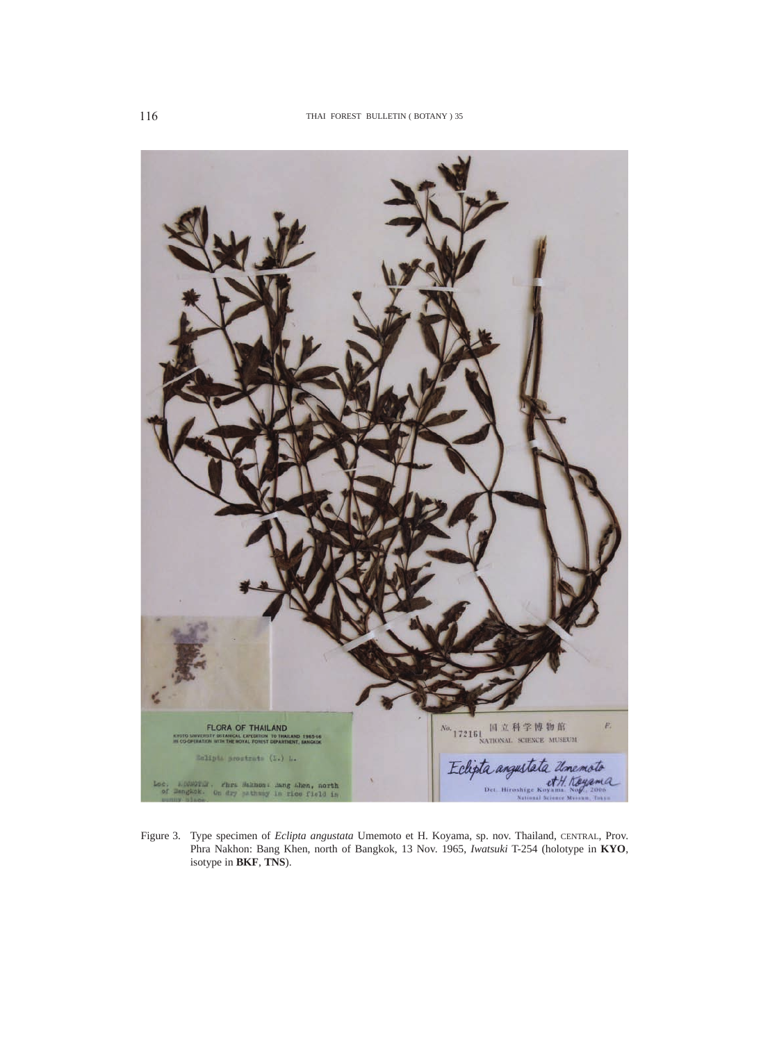Figure 3. Type specimen of *Eclipta angustata* Umemoto et H. Koyama, sp. nov. Thailand, CENTRAL, Prov. Phra Nakhon: Bang Khen, north of Bangkok, 13 Nov. 1965, *Iwatsuki* T-254 (holotype in **KYO**, isotype in **BKF**, **TNS**).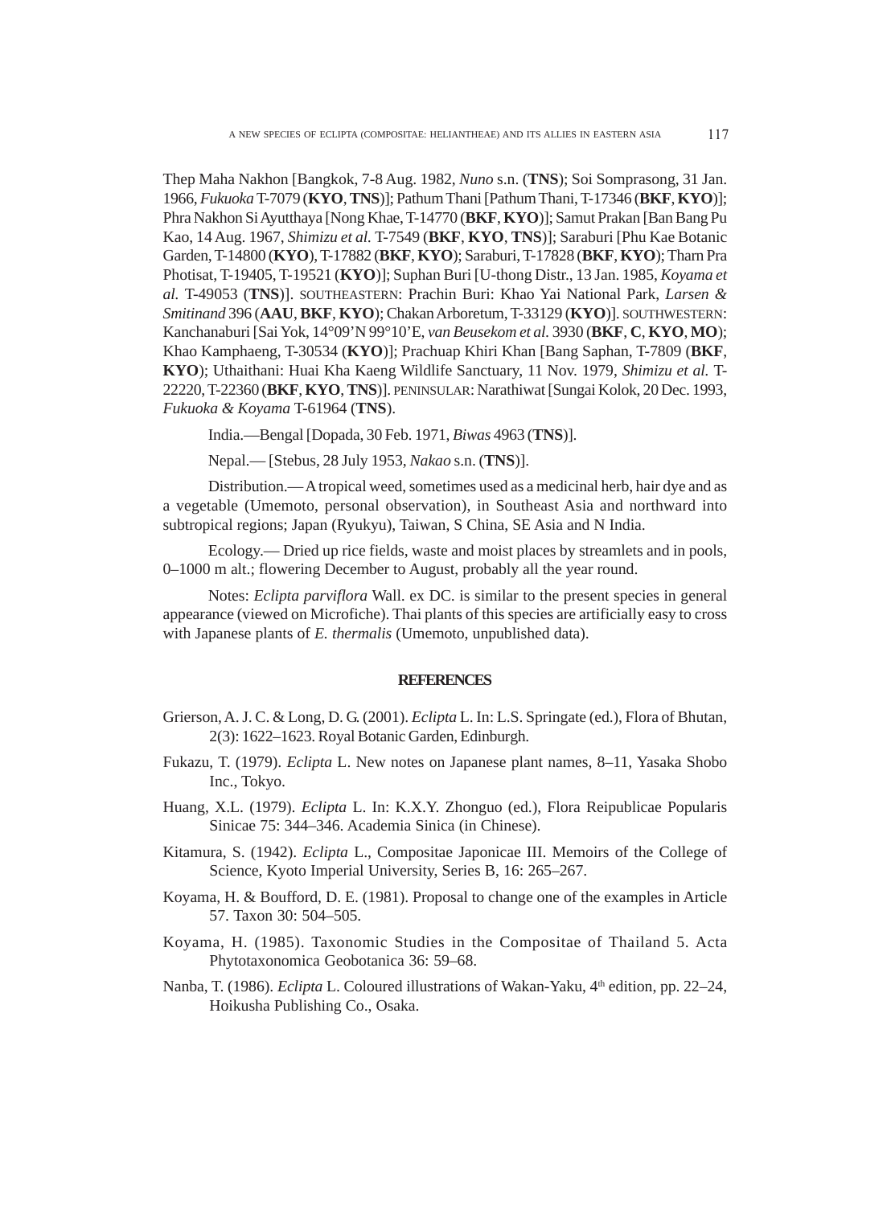Thep Maha Nakhon [Bangkok, 7-8 Aug. 1982, *Nuno* s.n. (**TNS**); Soi Somprasong, 31 Jan. 1966, *Fukuoka* T-7079 (**KYO**, **TNS**)]; Pathum Thani [Pathum Thani, T-17346 (**BKF**, **KYO**)]; Phra Nakhon Si Ayutthaya [Nong Khae, T-14770 (**BKF**, **KYO**)]; Samut Prakan [Ban Bang Pu Kao, 14 Aug. 1967, *Shimizu et al.* T-7549 (**BKF**, **KYO**, **TNS**)]; Saraburi [Phu Kae Botanic Garden, T-14800 (**KYO**), T-17882 (**BKF**, **KYO**); Saraburi, T-17828 (**BKF**, **KYO**); Tharn Pra Photisat, T-19405, T-19521 (**KYO**)]; Suphan Buri [U-thong Distr., 13 Jan. 1985, *Koyama et al.* T-49053 (**TNS**)]. SOUTHEASTERN: Prachin Buri: Khao Yai National Park, *Larsen & Smitinand* 396 (**AAU**, **BKF**, **KYO**); Chakan Arboretum, T-33129 (**KYO**)]. SOUTHWESTERN: Kanchanaburi [Sai Yok, 14°09'N 99°10'E, *van Beusekom et al.* 3930 (**BKF**, **C**, **KYO**, **MO**); Khao Kamphaeng, T-30534 (**KYO**)]; Prachuap Khiri Khan [Bang Saphan, T-7809 (**BKF**, **KYO**); Uthaithani: Huai Kha Kaeng Wildlife Sanctuary, 11 Nov. 1979, *Shimizu et al.* T-22220, T-22360 (**BKF**, **KYO**, **TNS**)]. PENINSULAR: Narathiwat [Sungai Kolok, 20 Dec. 1993, *Fukuoka & Koyama* T-61964 (**TNS**).

India.—Bengal [Dopada, 30 Feb. 1971, *Biwas* 4963 (**TNS**)].

Nepal.— [Stebus, 28 July 1953, *Nakao* s.n. (**TNS**)].

Distribution.— A tropical weed, sometimes used as a medicinal herb, hair dye and as a vegetable (Umemoto, personal observation), in Southeast Asia and northward into subtropical regions; Japan (Ryukyu), Taiwan, S China, SE Asia and N India.

Ecology.— Dried up rice fields, waste and moist places by streamlets and in pools, 0–1000 m alt.; flowering December to August, probably all the year round.

Notes: *Eclipta parviflora* Wall. ex DC. is similar to the present species in general appearance (viewed on Microfiche). Thai plants of this species are artificially easy to cross with Japanese plants of *E. thermalis* (Umemoto, unpublished data).

## REFERENCES

Grierson, A. J. C. & Long, D. G. (2001). *Eclipta* L. In: L.S. Springate (ed.), Flora of Bhutan, 2(3): 1622–1623. Royal Botanic Garden, Edinburgh.

Fukazu, T. (1979). *Eclipta* L. New notes on Japanese plant names, 8–11, Yasaka Shobo Inc., Tokyo.

Huang, X.L. (1979). *Eclipta* L. In: K.X.Y. Zhonguo (ed.), Flora Reipublicae Popularis Sinicae 75: 344–346. Academia Sinica (in Chinese).

Kitamura, S. (1942). *Eclipta* L., Compositae Japonicae III. Memoirs of the College of Science, Kyoto Imperial University, Series B, 16: 265–267.

Koyama, H. & Boufford, D. E. (1981). Proposal to change one of the examples in Article 57. Taxon 30: 504–505.

Koyama, H. (1985). Taxonomic Studies in the Compositae of Thailand 5. Acta Phytotaxonomica Geobotanica 36: 59–68.

Nanba, T. (1986). *Eclipta* L. Coloured illustrations of Wakan-Yaku, 4th edition, pp. 22–24, Hoikusha Publishing Co., Osaka.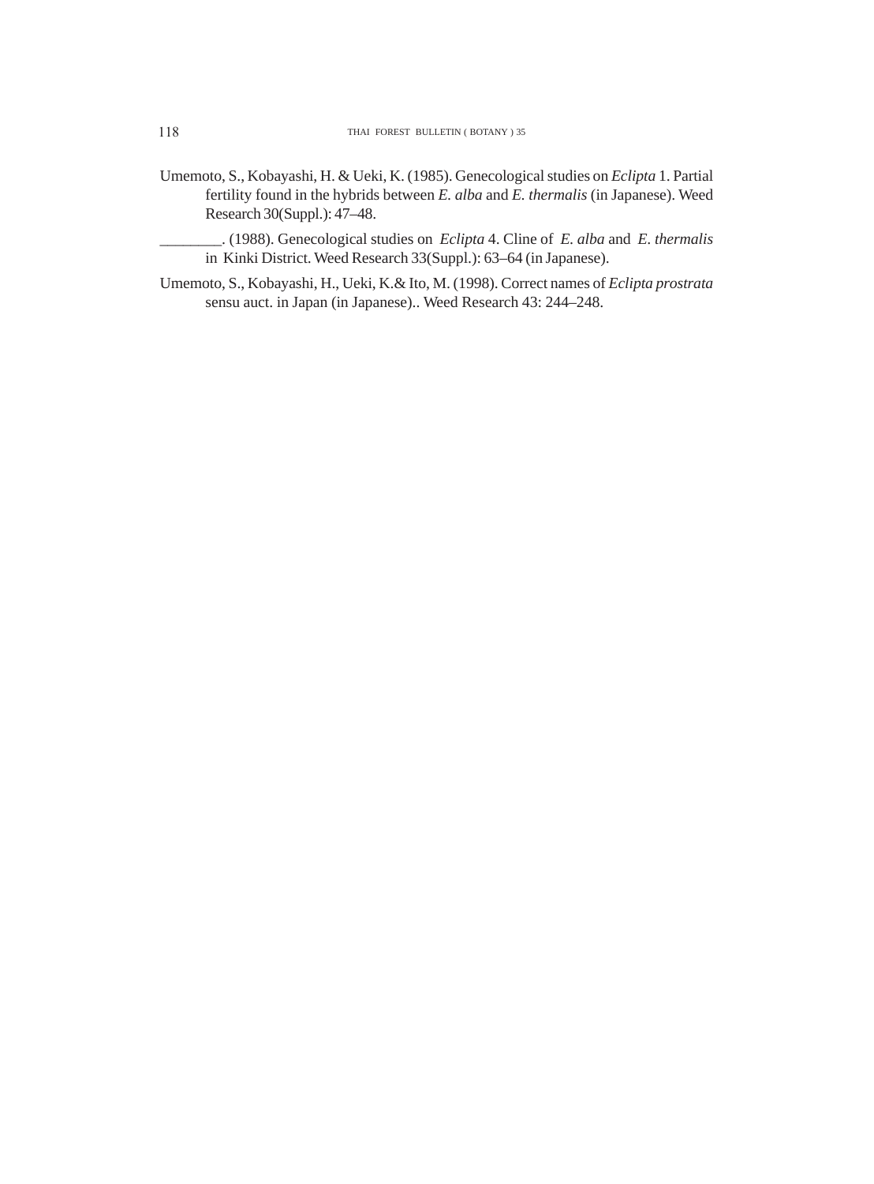Umemoto, S., Kobayashi, H. & Ueki, K. (1985). Genecological studies on *Eclipta* 1. Partial fertility found in the hybrids between *E. alba* and *E. thermalis* (in Japanese). Weed Research 30(Suppl.): 47–48.

________. (1988). Genecological studies on *Eclipta* 4. Cline of *E. alba* and *E. thermalis* in Kinki District. Weed Research 33(Suppl.): 63–64 (in Japanese).

Umemoto, S., Kobayashi, H., Ueki, K.& Ito, M. (1998). Correct names of *Eclipta prostrata* sensu auct. in Japan (in Japanese).. Weed Research 43: 244–248.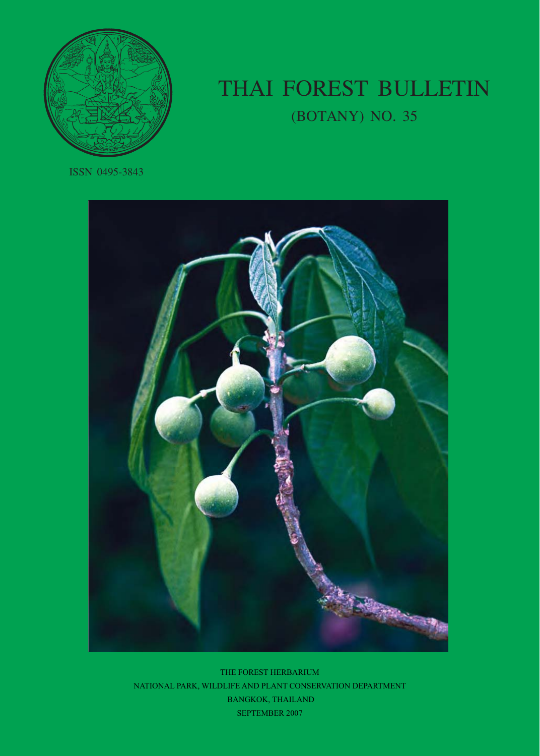# THAI FOREST BULLETIN

(BOTANY) NO. 35

ISSN 0495-3843

THE FOREST HERBARIUM

NATIONAL PARK, WILDLIFE AND PLANT CONSERVATION DEPARTMENT

BANGKOK, THAILAND

SEPTEMBER 2007